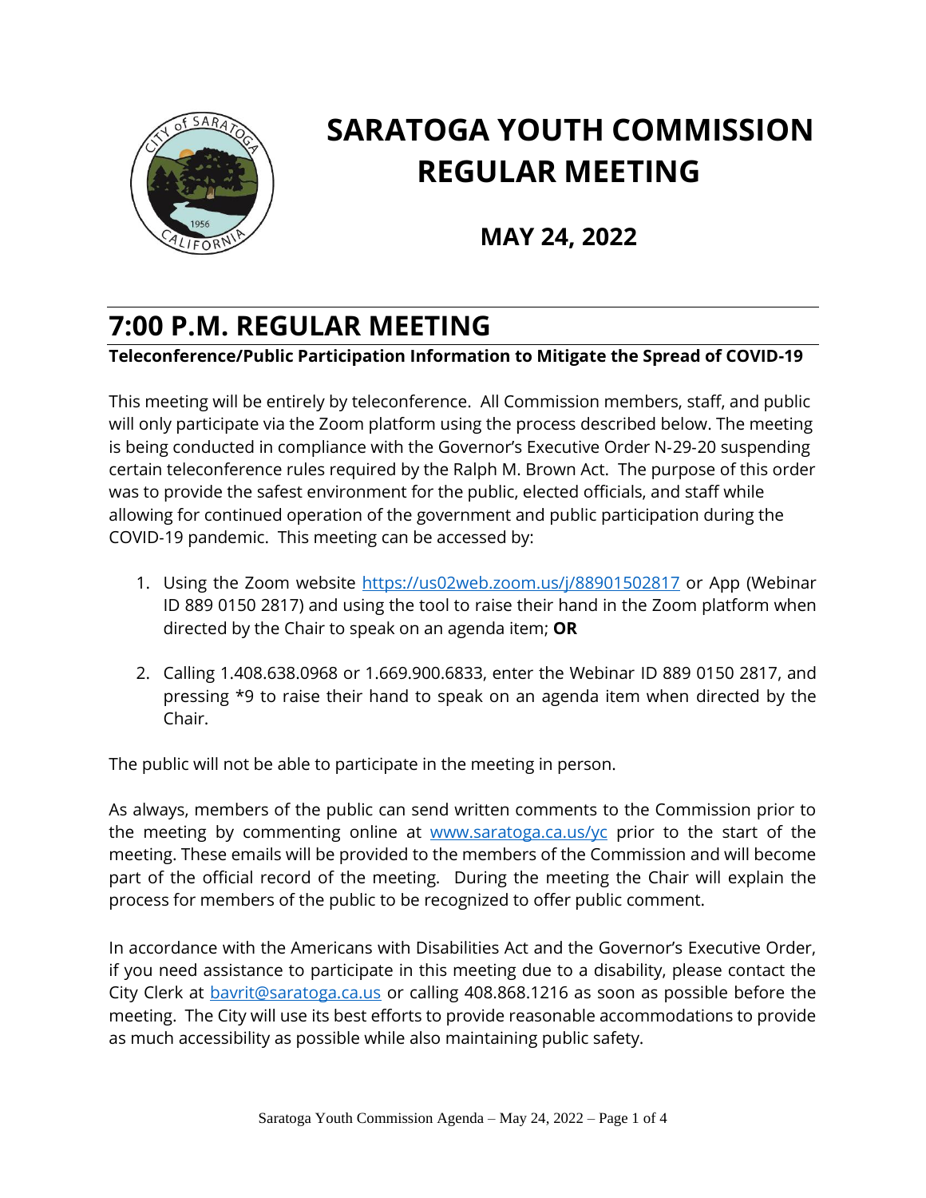# SARATOGA YOUTH COMMISSION REGULAR MEETING

## MAY 24, 2022

## 7:00 P.M. REGULAR MEETING

**Teleconference/Public Participation Information to Mitigate the Spread of COVID-19**

This meeting will be entirely by teleconference. All Commission members, staff, and public will only participate via the Zoom platform using the process described below. The meeting is being conducted in compliance with the Governor's Executive Order N-29-20 suspending certain teleconference rules required by the Ralph M. Brown Act. The purpose of this order was to provide the safest environment for the public, elected officials, and staff while allowing for continued operation of the government and public participation during the COVID-19 pandemic. This meeting can be accessed by:

1. Using the Zoom website https://us02web.zoom.us/j/88901502817 or App (Webinar ID 889 0150 2817) and using the tool to raise their hand in the Zoom platform when directed by the Chair to speak on an agenda item; **OR**

2. Calling 1.408.638.0968 or 1.669.900.6833, enter the Webinar ID 889 0150 2817, and pressing *9 to raise their hand to speak on an agenda item when directed by the Chair.

The public will not be able to participate in the meeting in person.

As always, members of the public can send written comments to the Commission prior to the meeting by commenting online at www.saratoga.ca.us/yc prior to the start of the meeting. These emails will be provided to the members of the Commission and will become part of the official record of the meeting. During the meeting the Chair will explain the process for members of the public to be recognized to offer public comment.

In accordance with the Americans with Disabilities Act and the Governor's Executive Order, if you need assistance to participate in this meeting due to a disability, please contact the City Clerk at bavrit@saratoga.ca.us or calling 408.868.1216 as soon as possible before the meeting. The City will use its best efforts to provide reasonable accommodations to provide as much accessibility as possible while also maintaining public safety.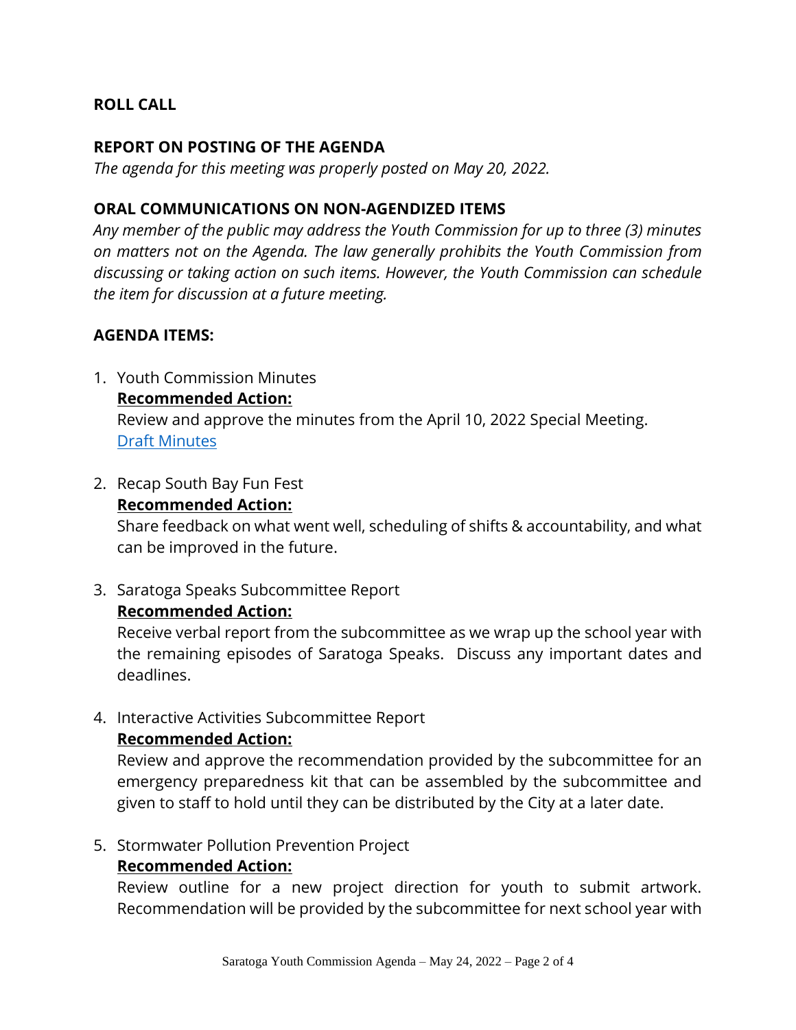## ROLL CALL

## REPORT ON POSTING OF THE AGENDA

*The agenda for this meeting was properly posted on May 20, 2022.*

## ORAL COMMUNICATIONS ON NON-AGENDIZED ITEMS

*Any member of the public may address the Youth Commission for up to three (3) minutes on matters not on the Agenda. The law generally prohibits the Youth Commission from discussing or taking action on such items. However, the Youth Commission can schedule the item for discussion at a future meeting.*

## AGENDA ITEMS:

1. Youth Commission Minutes
   **Recommended Action:**
   Review and approve the minutes from the April 10, 2022 Special Meeting.
   [Draft Minutes]

2. Recap South Bay Fun Fest
   **Recommended Action:**
   Share feedback on what went well, scheduling of shifts & accountability, and what can be improved in the future.

3. Saratoga Speaks Subcommittee Report
   **Recommended Action:**
   Receive verbal report from the subcommittee as we wrap up the school year with the remaining episodes of Saratoga Speaks. Discuss any important dates and deadlines.

4. Interactive Activities Subcommittee Report
   **Recommended Action:**
   Review and approve the recommendation provided by the subcommittee for an emergency preparedness kit that can be assembled by the subcommittee and given to staff to hold until they can be distributed by the City at a later date.

5. Stormwater Pollution Prevention Project
   **Recommended Action:**
   Review outline for a new project direction for youth to submit artwork. Recommendation will be provided by the subcommittee for next school year with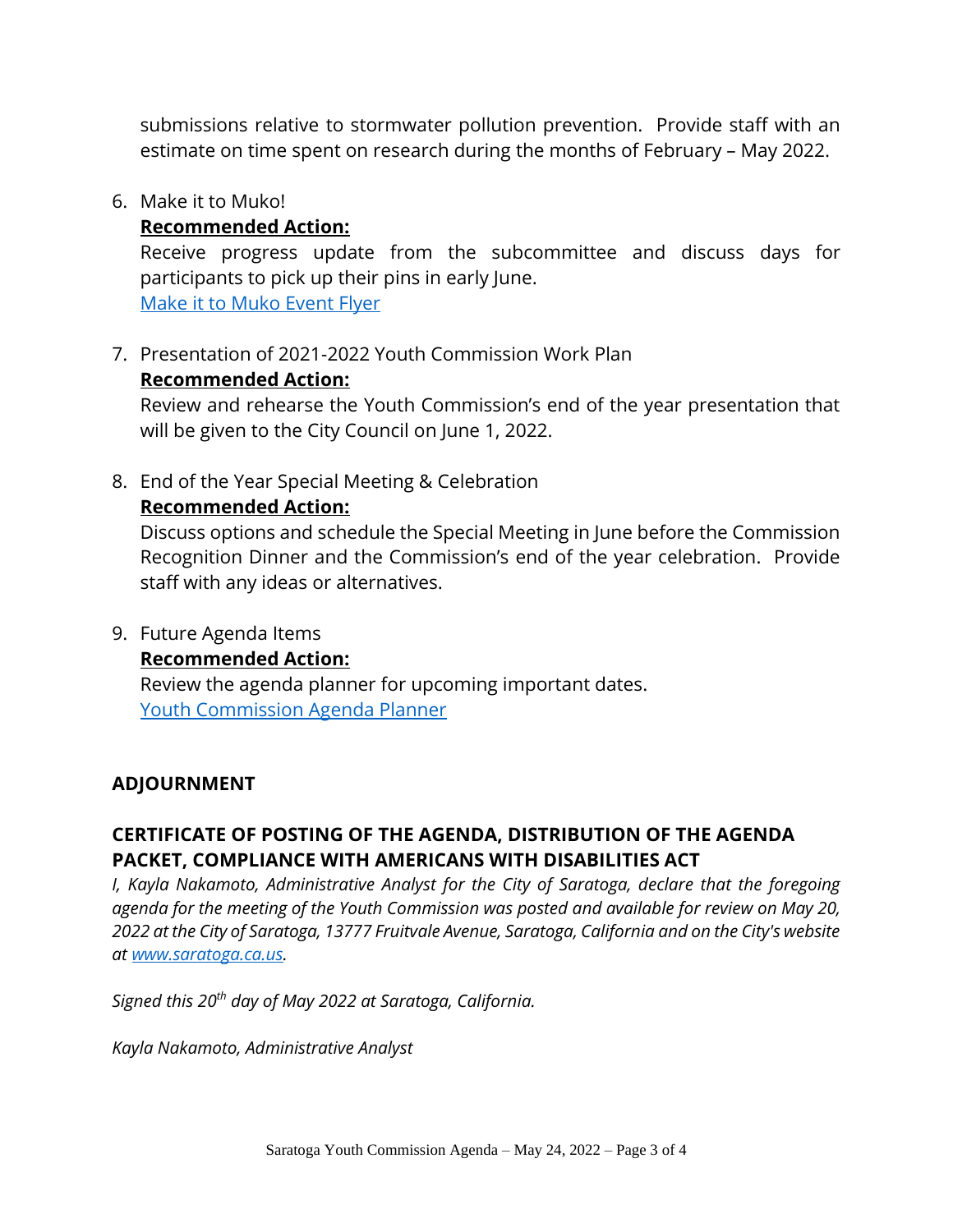submissions relative to stormwater pollution prevention. Provide staff with an estimate on time spent on research during the months of February – May 2022.

6. Make it to Muko!

   **Recommended Action:**

   Receive progress update from the subcommittee and discuss days for participants to pick up their pins in early June.

   Make it to Muko Event Flyer

7. Presentation of 2021-2022 Youth Commission Work Plan

   **Recommended Action:**

   Review and rehearse the Youth Commission's end of the year presentation that will be given to the City Council on June 1, 2022.

8. End of the Year Special Meeting & Celebration

   **Recommended Action:**

   Discuss options and schedule the Special Meeting in June before the Commission Recognition Dinner and the Commission's end of the year celebration. Provide staff with any ideas or alternatives.

9. Future Agenda Items

   **Recommended Action:**

   Review the agenda planner for upcoming important dates.

   Youth Commission Agenda Planner

## ADJOURNMENT

## CERTIFICATE OF POSTING OF THE AGENDA, DISTRIBUTION OF THE AGENDA PACKET, COMPLIANCE WITH AMERICANS WITH DISABILITIES ACT

*I, Kayla Nakamoto, Administrative Analyst for the City of Saratoga, declare that the foregoing agenda for the meeting of the Youth Commission was posted and available for review on May 20, 2022 at the City of Saratoga, 13777 Fruitvale Avenue, Saratoga, California and on the City's website at www.saratoga.ca.us.*

*Signed this 20th day of May 2022 at Saratoga, California.*

*Kayla Nakamoto, Administrative Analyst*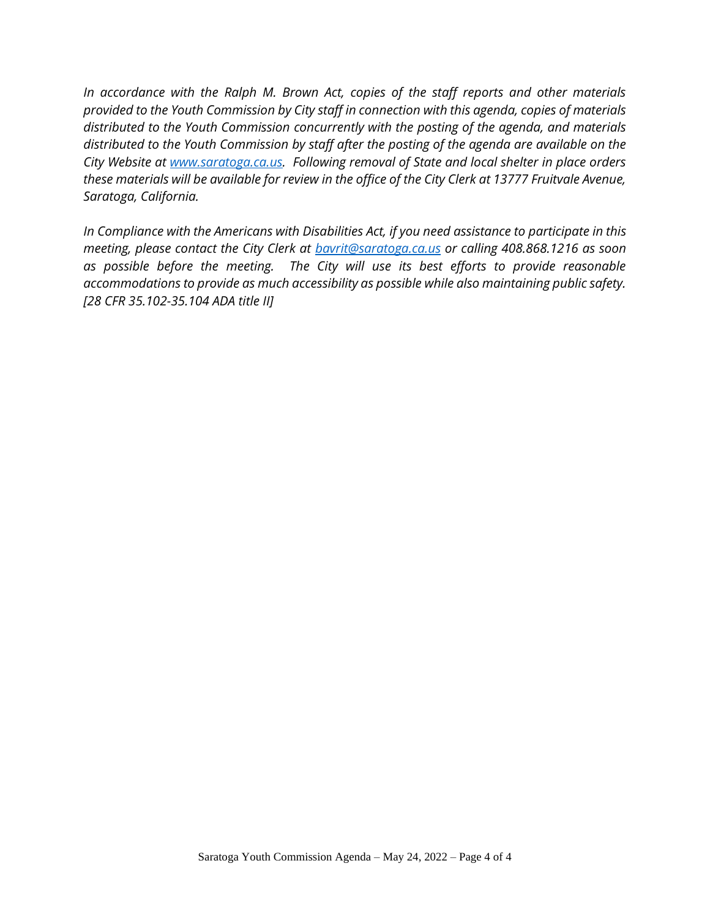*In accordance with the Ralph M. Brown Act, copies of the staff reports and other materials provided to the Youth Commission by City staff in connection with this agenda, copies of materials distributed to the Youth Commission concurrently with the posting of the agenda, and materials distributed to the Youth Commission by staff after the posting of the agenda are available on the City Website at [www.saratoga.ca.us](http://www.saratoga.ca.us). Following removal of State and local shelter in place orders these materials will be available for review in the office of the City Clerk at 13777 Fruitvale Avenue, Saratoga, California.*

*In Compliance with the Americans with Disabilities Act, if you need assistance to participate in this meeting, please contact the City Clerk at [bavrit@saratoga.ca.us](mailto:bavrit@saratoga.ca.us) or calling 408.868.1216 as soon as possible before the meeting. The City will use its best efforts to provide reasonable accommodations to provide as much accessibility as possible while also maintaining public safety. [28 CFR 35.102-35.104 ADA title II]*